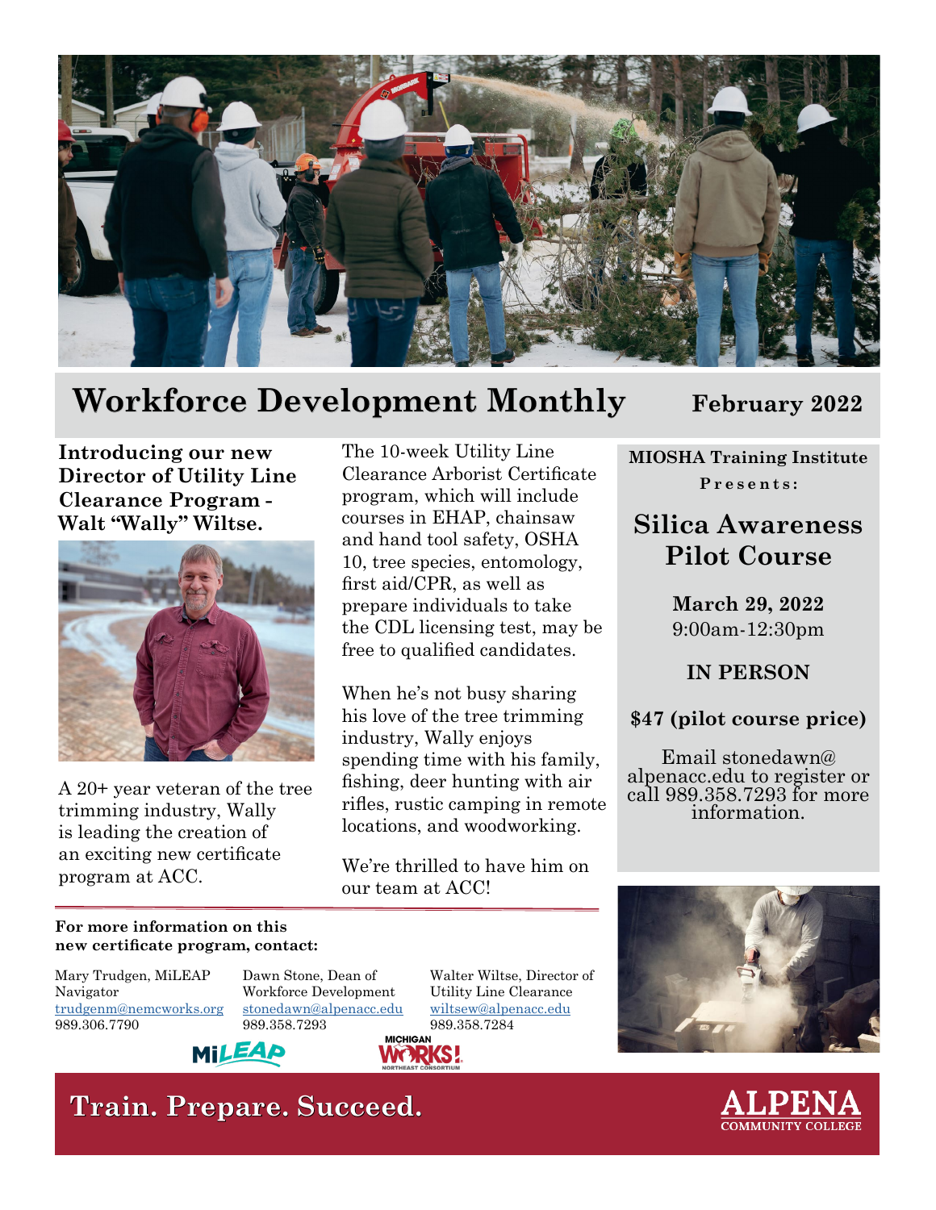# Workforce Development Monthly

**February 2022**

## Introducing our new Director of Utility Line Clearance Program - Walt "Wally" Wiltse.

A 20+ year veteran of the tree trimming industry, Wally is leading the creation of an exciting new certificate program at ACC.

The 10-week Utility Line Clearance Arborist Certificate program, which will include courses in EHAP, chainsaw and hand tool safety, OSHA 10, tree species, entomology, first aid/CPR, as well as prepare individuals to take the CDL licensing test, may be free to qualified candidates.

When he's not busy sharing his love of the tree trimming industry, Wally enjoys spending time with his family, fishing, deer hunting with air rifles, rustic camping in remote locations, and woodworking.

We're thrilled to have him on our team at ACC!

**For more information on this new certificate program, contact:**

Mary Trudgen, MiLEAP Navigator
trudgenm@nemcworks.org
989.306.7790

Dawn Stone, Dean of Workforce Development
stonedawn@alpenacc.edu
989.358.7293

Walter Wiltse, Director of Utility Line Clearance
wiltsew@alpenacc.edu
989.358.7284

MiLEAP

MICHIGAN WORKS! NORTHEAST CONSORTIUM

**MIOSHA Training Institute Presents:**

## Silica Awareness Pilot Course

**March 29, 2022**
9:00am-12:30pm

**IN PERSON**

**$47 (pilot course price)**

Email stonedawn@alpenacc.edu to register or call 989.358.7293 for more information.

**Train. Prepare. Succeed.**

ALPENA COMMUNITY COLLEGE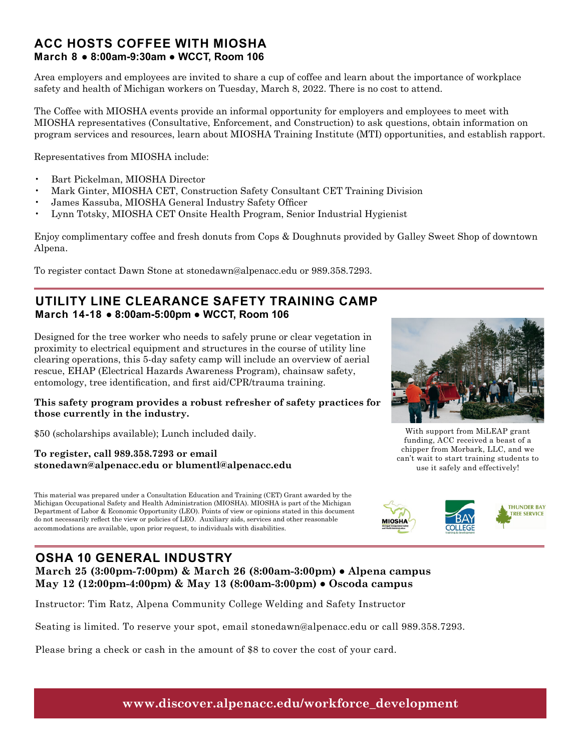## ACC HOSTS COFFEE WITH MIOSHA

**March 8 ● 8:00am-9:30am ● WCCT, Room 106**

Area employers and employees are invited to share a cup of coffee and learn about the importance of workplace safety and health of Michigan workers on Tuesday, March 8, 2022. There is no cost to attend.

The Coffee with MIOSHA events provide an informal opportunity for employers and employees to meet with MIOSHA representatives (Consultative, Enforcement, and Construction) to ask questions, obtain information on program services and resources, learn about MIOSHA Training Institute (MTI) opportunities, and establish rapport.

Representatives from MIOSHA include:

- Bart Pickelman, MIOSHA Director
- Mark Ginter, MIOSHA CET, Construction Safety Consultant CET Training Division
- James Kassuba, MIOSHA General Industry Safety Officer
- Lynn Totsky, MIOSHA CET Onsite Health Program, Senior Industrial Hygienist

Enjoy complimentary coffee and fresh donuts from Cops & Doughnuts provided by Galley Sweet Shop of downtown Alpena.

To register contact Dawn Stone at stonedawn@alpenacc.edu or 989.358.7293.

## UTILITY LINE CLEARANCE SAFETY TRAINING CAMP

**March 14-18 ● 8:00am-5:00pm ● WCCT, Room 106**

Designed for the tree worker who needs to safely prune or clear vegetation in proximity to electrical equipment and structures in the course of utility line clearing operations, this 5-day safety camp will include an overview of aerial rescue, EHAP (Electrical Hazards Awareness Program), chainsaw safety, entomology, tree identification, and first aid/CPR/trauma training.

**This safety program provides a robust refresher of safety practices for those currently in the industry.**

$50 (scholarships available); Lunch included daily.

**To register, call 989.358.7293 or email stonedawn@alpenacc.edu or blumentl@alpenacc.edu**

With support from MiLEAP grant funding, ACC received a beast of a chipper from Morbark, LLC, and we can't wait to start training students to use it safely and effectively!

This material was prepared under a Consultation Education and Training (CET) Grant awarded by the Michigan Occupational Safety and Health Administration (MIOSHA). MIOSHA is part of the Michigan Department of Labor & Economic Opportunity (LEO). Points of view or opinions stated in this document do not necessarily reflect the view or policies of LEO. Auxiliary aids, services and other reasonable accommodations are available, upon prior request, to individuals with disabilities.

## OSHA 10 GENERAL INDUSTRY

**March 25 (3:00pm-7:00pm) & March 26 (8:00am-3:00pm) ● Alpena campus**
**May 12 (12:00pm-4:00pm) & May 13 (8:00am-3:00pm) ● Oscoda campus**

Instructor: Tim Ratz, Alpena Community College Welding and Safety Instructor

Seating is limited. To reserve your spot, email stonedawn@alpenacc.edu or call 989.358.7293.

Please bring a check or cash in the amount of $8 to cover the cost of your card.

**www.discover.alpenacc.edu/workforce_development**